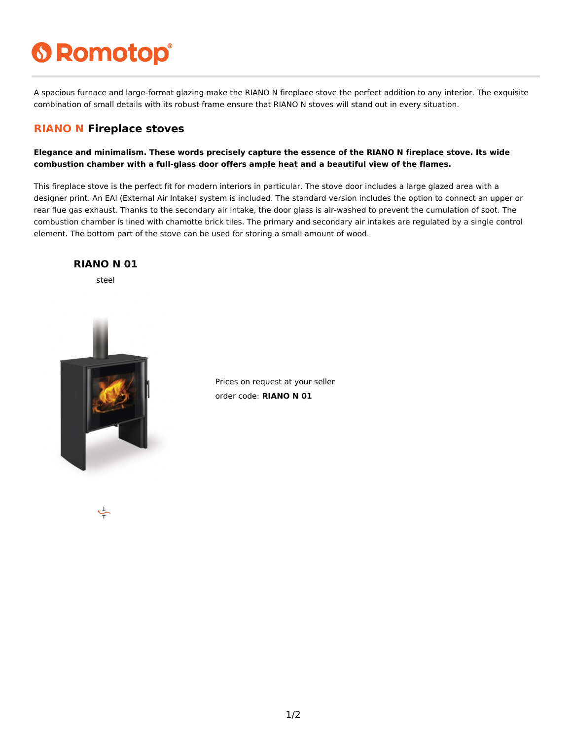# Romotop

A spacious furnace and large-format glazing make the RIANO N fireplace stove the perfect addition to any interior. The exquisite combination of small details with its robust frame ensure that RIANO N stoves will stand out in every situation.

## RIANO N Fireplace stoves

**Elegance and minimalism. These words precisely capture the essence of the RIANO N fireplace stove. Its wide combustion chamber with a full-glass door offers ample heat and a beautiful view of the flames.**

This fireplace stove is the perfect fit for modern interiors in particular. The stove door includes a large glazed area with a designer print. An EAI (External Air Intake) system is included. The standard version includes the option to connect an upper or rear flue gas exhaust. Thanks to the secondary air intake, the door glass is air-washed to prevent the cumulation of soot. The combustion chamber is lined with chamotte brick tiles. The primary and secondary air intakes are regulated by a single control element. The bottom part of the stove can be used for storing a small amount of wood.

### RIANO N 01

steel

Prices on request at your seller

order code: **RIANO N 01**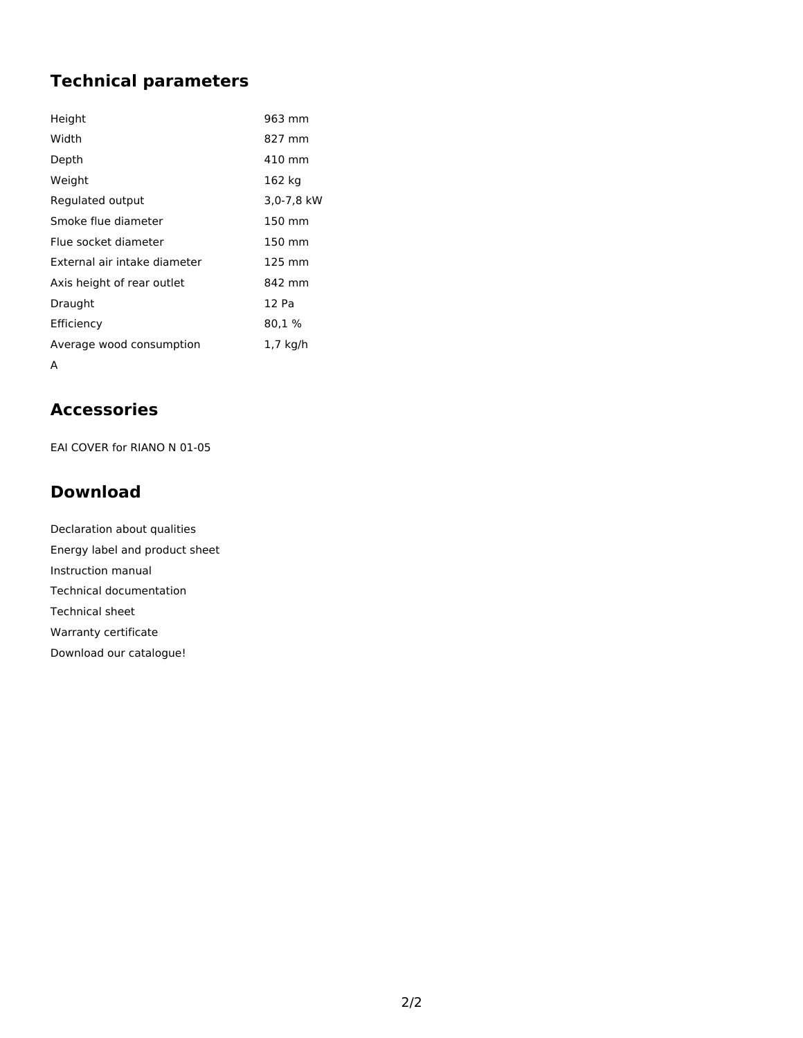## Technical parameters

| | |
|---|---|
| Height | 963 mm |
| Width | 827 mm |
| Depth | 410 mm |
| Weight | 162 kg |
| Regulated output | 3,0-7,8 kW |
| Smoke flue diameter | 150 mm |
| Flue socket diameter | 150 mm |
| External air intake diameter | 125 mm |
| Axis height of rear outlet | 842 mm |
| Draught | 12 Pa |
| Efficiency | 80,1 % |
| Average wood consumption | 1,7 kg/h |
| A | |

## Accessories

EAI COVER for RIANO N 01-05

## Download

Declaration about qualities

Energy label and product sheet

Instruction manual

Technical documentation

Technical sheet

Warranty certificate

Download our catalogue!